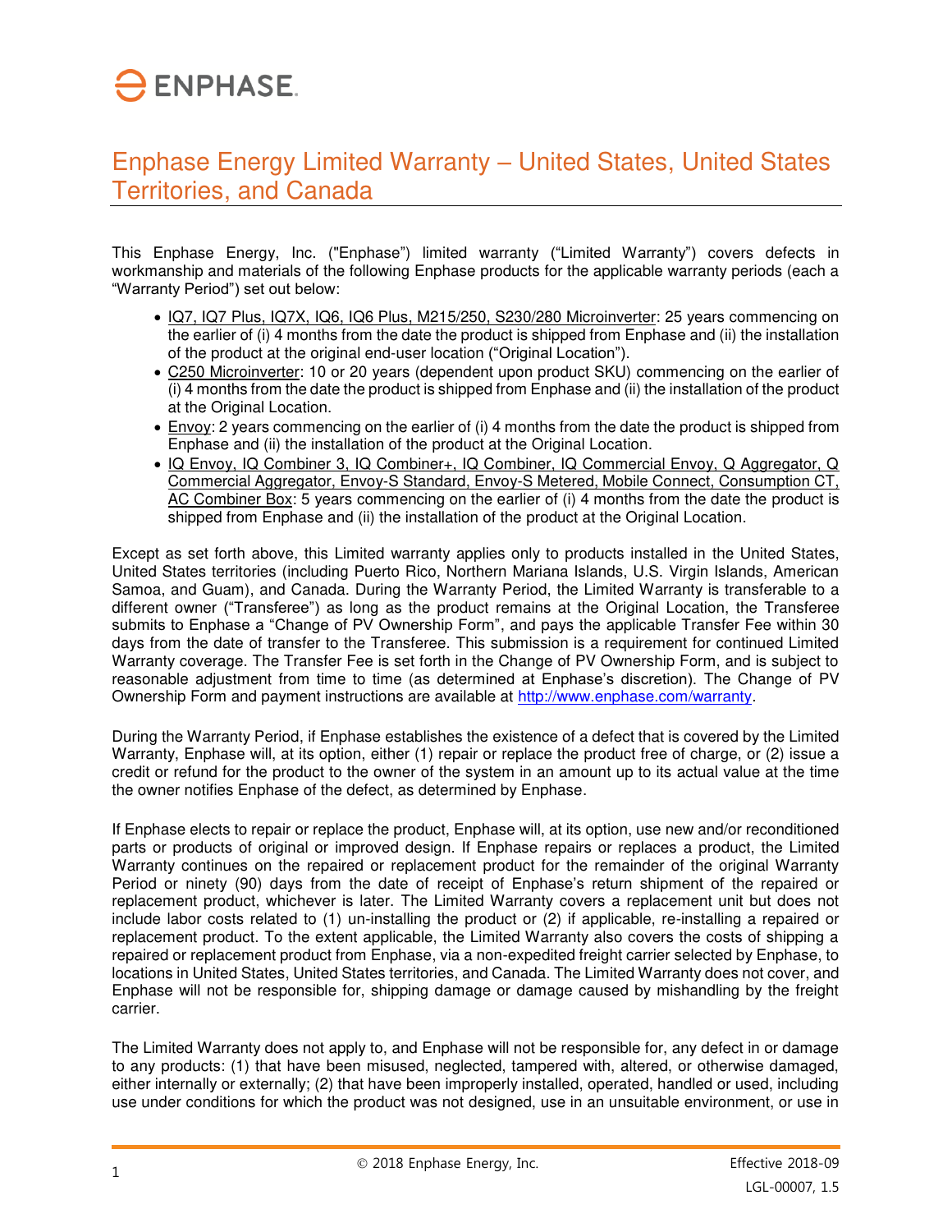# Enphase Energy Limited Warranty – United States, United States Territories, and Canada

This Enphase Energy, Inc. ("Enphase") limited warranty ("Limited Warranty") covers defects in workmanship and materials of the following Enphase products for the applicable warranty periods (each a "Warranty Period") set out below:

- IQ7, IQ7 Plus, IQ7X, IQ6, IQ6 Plus, M215/250, S230/280 Microinverter: 25 years commencing on the earlier of (i) 4 months from the date the product is shipped from Enphase and (ii) the installation of the product at the original end-user location ("Original Location").
- C250 Microinverter: 10 or 20 years (dependent upon product SKU) commencing on the earlier of (i) 4 months from the date the product is shipped from Enphase and (ii) the installation of the product at the Original Location.
- Envoy: 2 years commencing on the earlier of (i) 4 months from the date the product is shipped from Enphase and (ii) the installation of the product at the Original Location.
- IQ Envoy, IQ Combiner 3, IQ Combiner+, IQ Combiner, IQ Commercial Envoy, Q Aggregator, Q Commercial Aggregator, Envoy-S Standard, Envoy-S Metered, Mobile Connect, Consumption CT, AC Combiner Box: 5 years commencing on the earlier of (i) 4 months from the date the product is shipped from Enphase and (ii) the installation of the product at the Original Location.

Except as set forth above, this Limited warranty applies only to products installed in the United States, United States territories (including Puerto Rico, Northern Mariana Islands, U.S. Virgin Islands, American Samoa, and Guam), and Canada. During the Warranty Period, the Limited Warranty is transferable to a different owner ("Transferee") as long as the product remains at the Original Location, the Transferee submits to Enphase a "Change of PV Ownership Form", and pays the applicable Transfer Fee within 30 days from the date of transfer to the Transferee. This submission is a requirement for continued Limited Warranty coverage. The Transfer Fee is set forth in the Change of PV Ownership Form, and is subject to reasonable adjustment from time to time (as determined at Enphase's discretion). The Change of PV Ownership Form and payment instructions are available at http://www.enphase.com/warranty.

During the Warranty Period, if Enphase establishes the existence of a defect that is covered by the Limited Warranty, Enphase will, at its option, either (1) repair or replace the product free of charge, or (2) issue a credit or refund for the product to the owner of the system in an amount up to its actual value at the time the owner notifies Enphase of the defect, as determined by Enphase.

If Enphase elects to repair or replace the product, Enphase will, at its option, use new and/or reconditioned parts or products of original or improved design. If Enphase repairs or replaces a product, the Limited Warranty continues on the repaired or replacement product for the remainder of the original Warranty Period or ninety (90) days from the date of receipt of Enphase's return shipment of the repaired or replacement product, whichever is later. The Limited Warranty covers a replacement unit but does not include labor costs related to (1) un-installing the product or (2) if applicable, re-installing a repaired or replacement product. To the extent applicable, the Limited Warranty also covers the costs of shipping a repaired or replacement product from Enphase, via a non-expedited freight carrier selected by Enphase, to locations in United States, United States territories, and Canada. The Limited Warranty does not cover, and Enphase will not be responsible for, shipping damage or damage caused by mishandling by the freight carrier.

The Limited Warranty does not apply to, and Enphase will not be responsible for, any defect in or damage to any products: (1) that have been misused, neglected, tampered with, altered, or otherwise damaged, either internally or externally; (2) that have been improperly installed, operated, handled or used, including use under conditions for which the product was not designed, use in an unsuitable environment, or use in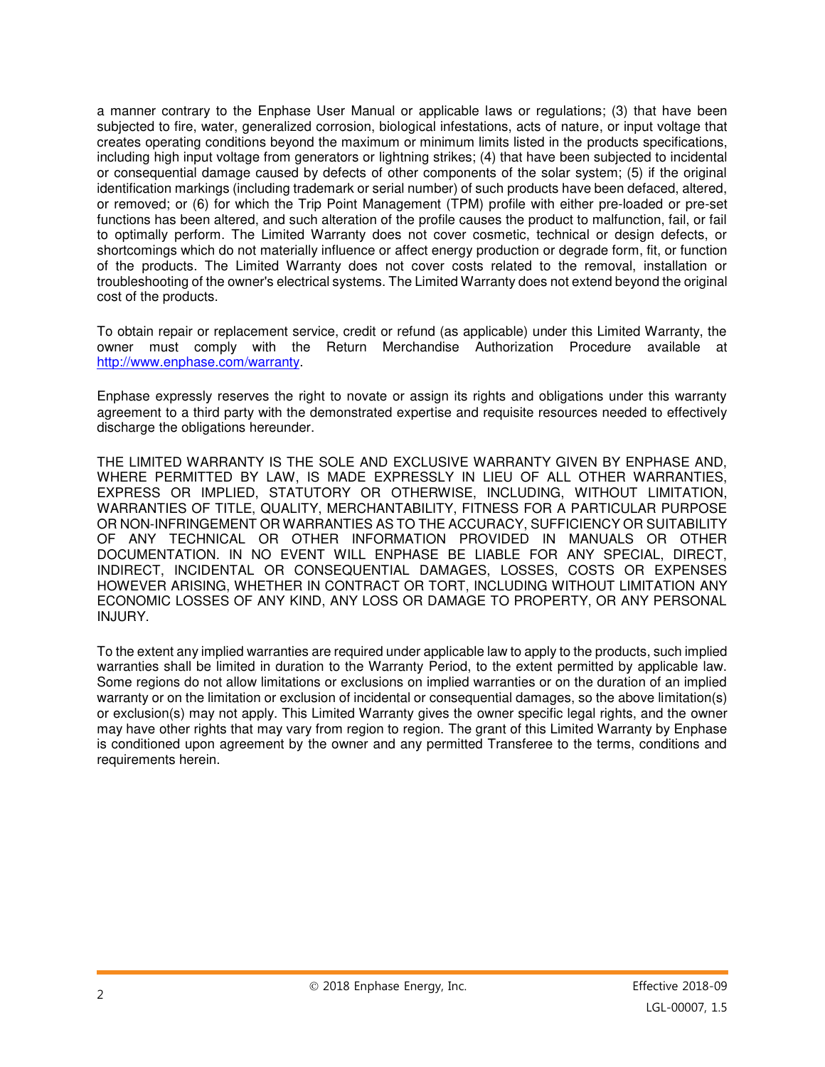a manner contrary to the Enphase User Manual or applicable laws or regulations; (3) that have been subjected to fire, water, generalized corrosion, biological infestations, acts of nature, or input voltage that creates operating conditions beyond the maximum or minimum limits listed in the products specifications, including high input voltage from generators or lightning strikes; (4) that have been subjected to incidental or consequential damage caused by defects of other components of the solar system; (5) if the original identification markings (including trademark or serial number) of such products have been defaced, altered, or removed; or (6) for which the Trip Point Management (TPM) profile with either pre-loaded or pre-set functions has been altered, and such alteration of the profile causes the product to malfunction, fail, or fail to optimally perform. The Limited Warranty does not cover cosmetic, technical or design defects, or shortcomings which do not materially influence or affect energy production or degrade form, fit, or function of the products. The Limited Warranty does not cover costs related to the removal, installation or troubleshooting of the owner's electrical systems. The Limited Warranty does not extend beyond the original cost of the products.

To obtain repair or replacement service, credit or refund (as applicable) under this Limited Warranty, the owner must comply with the Return Merchandise Authorization Procedure available at [http://www.enphase.com/warranty](http://www.enphase.com/warranty).

Enphase expressly reserves the right to novate or assign its rights and obligations under this warranty agreement to a third party with the demonstrated expertise and requisite resources needed to effectively discharge the obligations hereunder.

THE LIMITED WARRANTY IS THE SOLE AND EXCLUSIVE WARRANTY GIVEN BY ENPHASE AND, WHERE PERMITTED BY LAW, IS MADE EXPRESSLY IN LIEU OF ALL OTHER WARRANTIES, EXPRESS OR IMPLIED, STATUTORY OR OTHERWISE, INCLUDING, WITHOUT LIMITATION, WARRANTIES OF TITLE, QUALITY, MERCHANTABILITY, FITNESS FOR A PARTICULAR PURPOSE OR NON-INFRINGEMENT OR WARRANTIES AS TO THE ACCURACY, SUFFICIENCY OR SUITABILITY OF ANY TECHNICAL OR OTHER INFORMATION PROVIDED IN MANUALS OR OTHER DOCUMENTATION. IN NO EVENT WILL ENPHASE BE LIABLE FOR ANY SPECIAL, DIRECT, INDIRECT, INCIDENTAL OR CONSEQUENTIAL DAMAGES, LOSSES, COSTS OR EXPENSES HOWEVER ARISING, WHETHER IN CONTRACT OR TORT, INCLUDING WITHOUT LIMITATION ANY ECONOMIC LOSSES OF ANY KIND, ANY LOSS OR DAMAGE TO PROPERTY, OR ANY PERSONAL INJURY.

To the extent any implied warranties are required under applicable law to apply to the products, such implied warranties shall be limited in duration to the Warranty Period, to the extent permitted by applicable law. Some regions do not allow limitations or exclusions on implied warranties or on the duration of an implied warranty or on the limitation or exclusion of incidental or consequential damages, so the above limitation(s) or exclusion(s) may not apply. This Limited Warranty gives the owner specific legal rights, and the owner may have other rights that may vary from region to region. The grant of this Limited Warranty by Enphase is conditioned upon agreement by the owner and any permitted Transferee to the terms, conditions and requirements herein.

© 2018 Enphase Energy, Inc.

Effective 2018-09

LGL-00007, 1.5